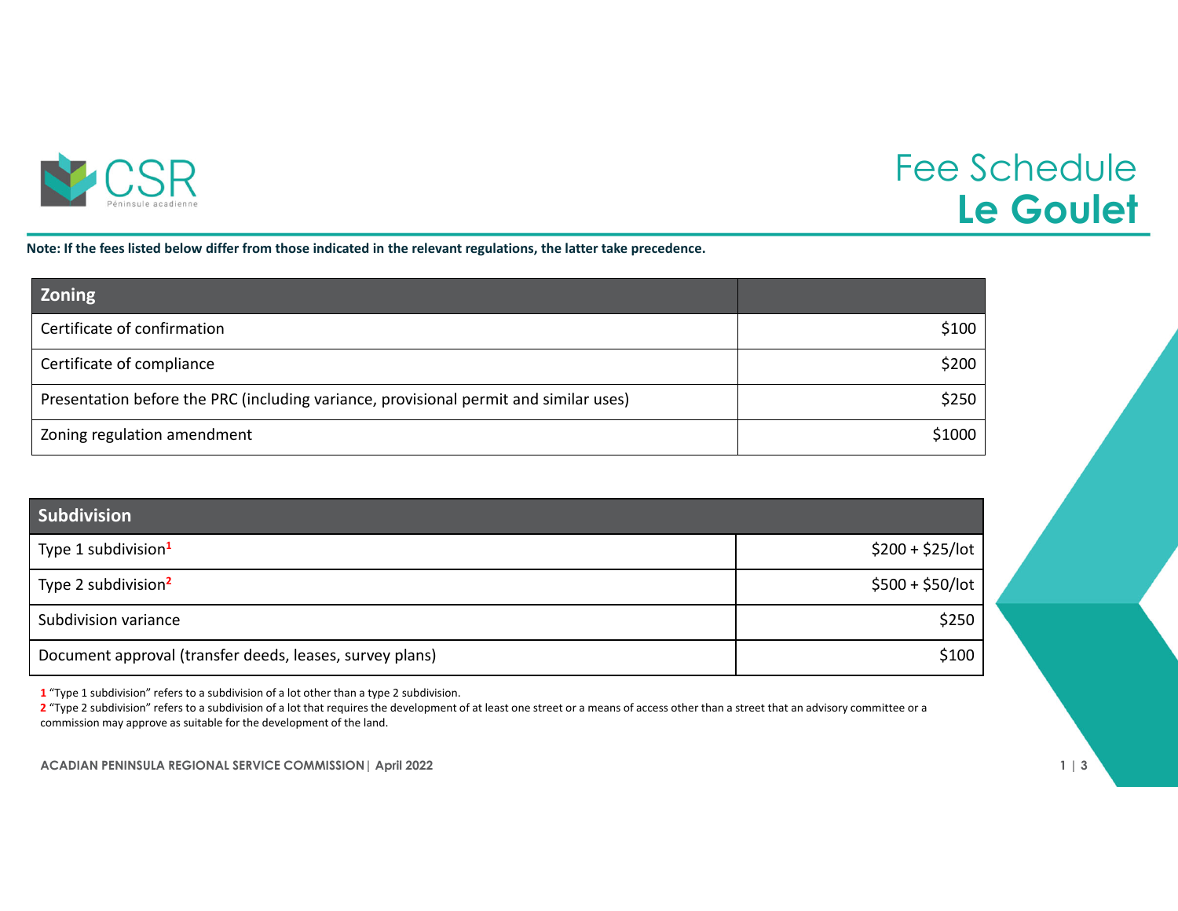CSR
Péninsule acadienne

# Fee Schedule
## Le Goulet

**Note: If the fees listed below differ from those indicated in the relevant regulations, the latter take precedence.**

| Zoning | |
|---|---|
| Certificate of confirmation | $100 |
| Certificate of compliance | $200 |
| Presentation before the PRC (including variance, provisional permit and similar uses) | $250 |
| Zoning regulation amendment | $1000 |

| Subdivision | |
|---|---|
| Type 1 subdivision[1] | $200 + $25/lot |
| Type 2 subdivision[2] | $500 + $50/lot |
| Subdivision variance | $250 |
| Document approval (transfer deeds, leases, survey plans) | $100 |

1 "Type 1 subdivision" refers to a subdivision of a lot other than a type 2 subdivision.
2 "Type 2 subdivision" refers to a subdivision of a lot that requires the development of at least one street or a means of access other than a street that an advisory committee or a commission may approve as suitable for the development of the land.

**ACADIAN PENINSULA REGIONAL SERVICE COMMISSION | April 2022**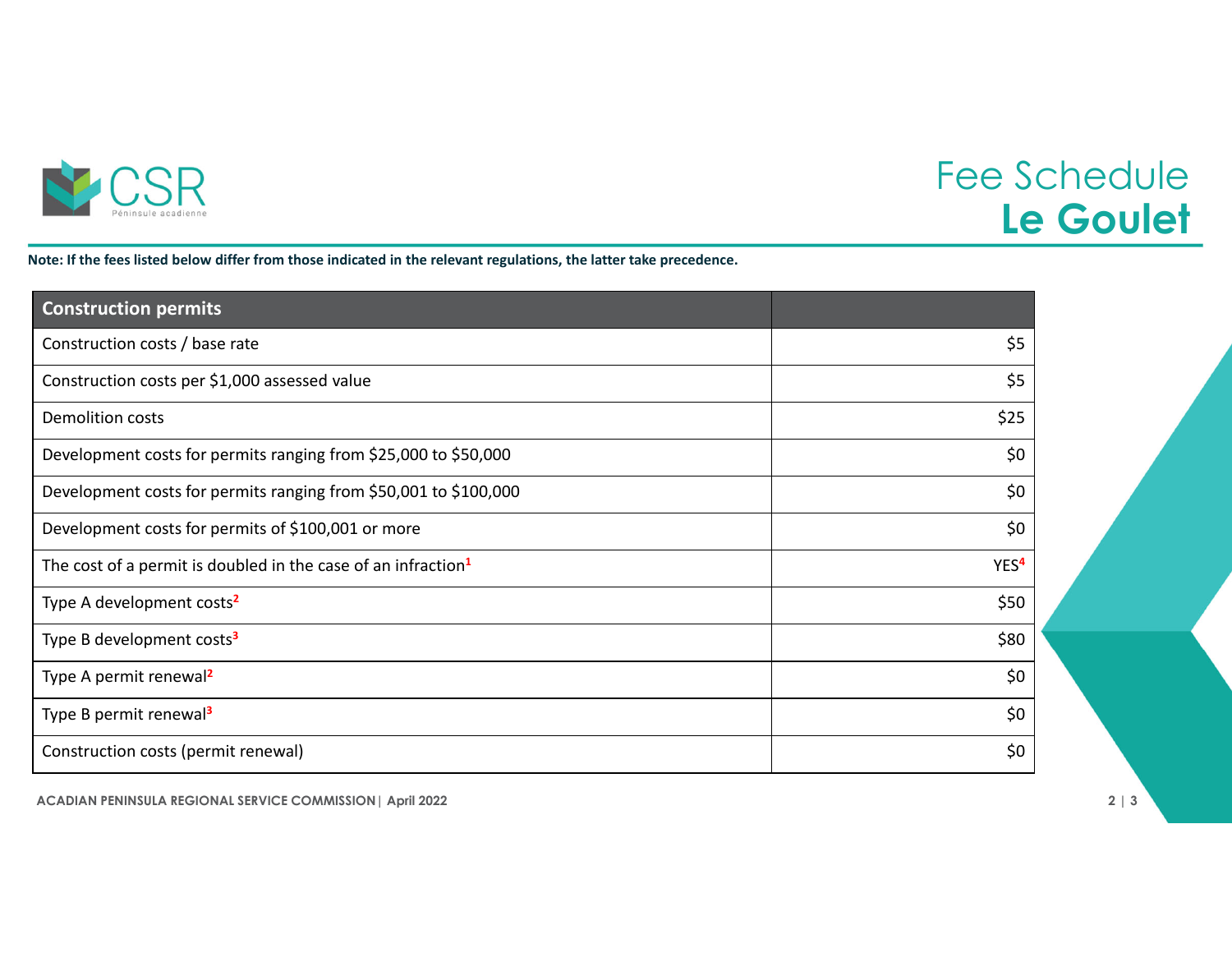# Fee Schedule
## Le Goulet

**Note: If the fees listed below differ from those indicated in the relevant regulations, the latter take precedence.**

| Construction permits | |
|---|---:|
| Construction costs / base rate | $5 |
| Construction costs per $1,000 assessed value | $5 |
| Demolition costs | $25 |
| Development costs for permits ranging from $25,000 to $50,000 | $0 |
| Development costs for permits ranging from $50,001 to $100,000 | $0 |
| Development costs for permits of $100,001 or more | $0 |
| The cost of a permit is doubled in the case of an infraction[1] | YES[4] |
| Type A development costs[2] | $50 |
| Type B development costs[3] | $80 |
| Type A permit renewal[2] | $0 |
| Type B permit renewal[3] | $0 |
| Construction costs (permit renewal) | $0 |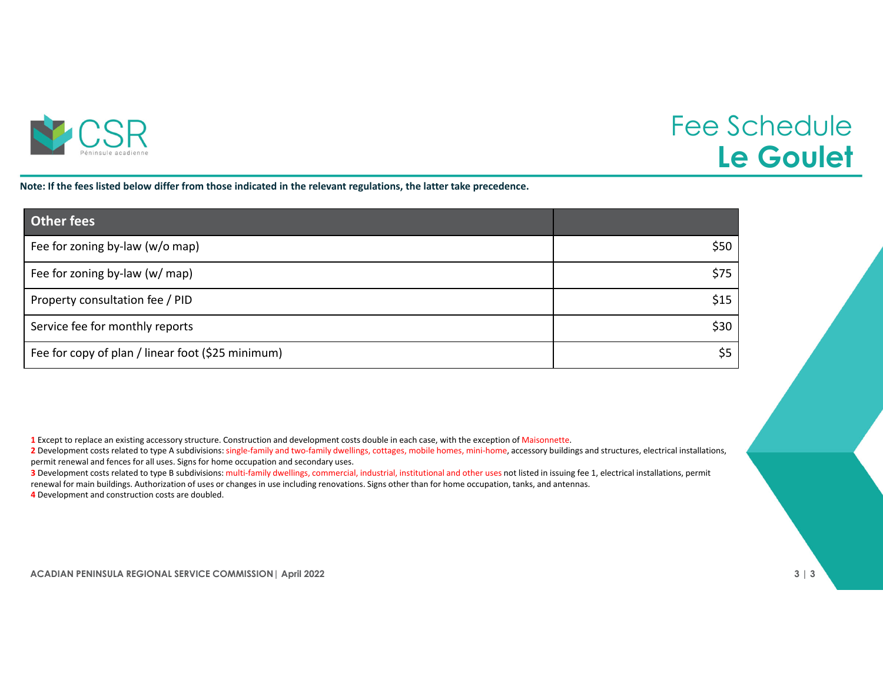# Fee Schedule
## Le Goulet

**Note: If the fees listed below differ from those indicated in the relevant regulations, the latter take precedence.**

| Other fees | |
|---|---|
| Fee for zoning by-law (w/o map) | $50 |
| Fee for zoning by-law (w/ map) | $75 |
| Property consultation fee / PID | $15 |
| Service fee for monthly reports | $30 |
| Fee for copy of plan / linear foot ($25 minimum) | $5 |

1 Except to replace an existing accessory structure. Construction and development costs double in each case, with the exception of Maisonnette.
2 Development costs related to type A subdivisions: single-family and two-family dwellings, cottages, mobile homes, mini-home, accessory buildings and structures, electrical installations, permit renewal and fences for all uses. Signs for home occupation and secondary uses.
3 Development costs related to type B subdivisions: multi-family dwellings, commercial, industrial, institutional and other uses not listed in issuing fee 1, electrical installations, permit renewal for main buildings. Authorization of uses or changes in use including renovations. Signs other than for home occupation, tanks, and antennas.
4 Development and construction costs are doubled.

ACADIAN PENINSULA REGIONAL SERVICE COMMISSION | April 2022